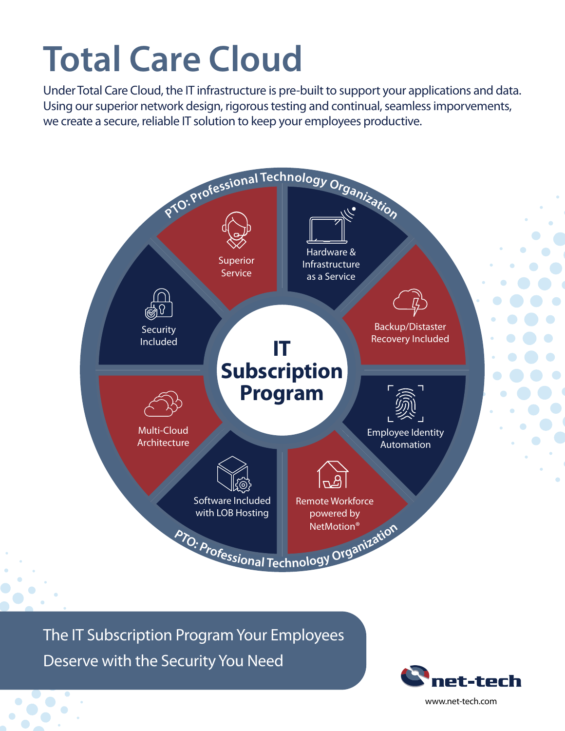# Total Care Cloud

Under Total Care Cloud, the IT infrastructure is pre-built to support your applications and data. Using our superior network design, rigorous testing and continual, seamless impovements, we create a secure, reliable IT solution to keep your employees productive.

PTO: Professional Technology Organization

## IT Subscription Program

- Superior Service
- Hardware & Infrastructure as a Service
- Backup/Distaster Recovery Included
- Employee Identity Automation
- Remote Workforce powered by NetMotion®
- Software Included with LOB Hosting
- Multi-Cloud Architecture
- Security Included

PTO: Professional Technology Organization

The IT Subscription Program Your Employees Deserve with the Security You Need

net-tech

www.net-tech.com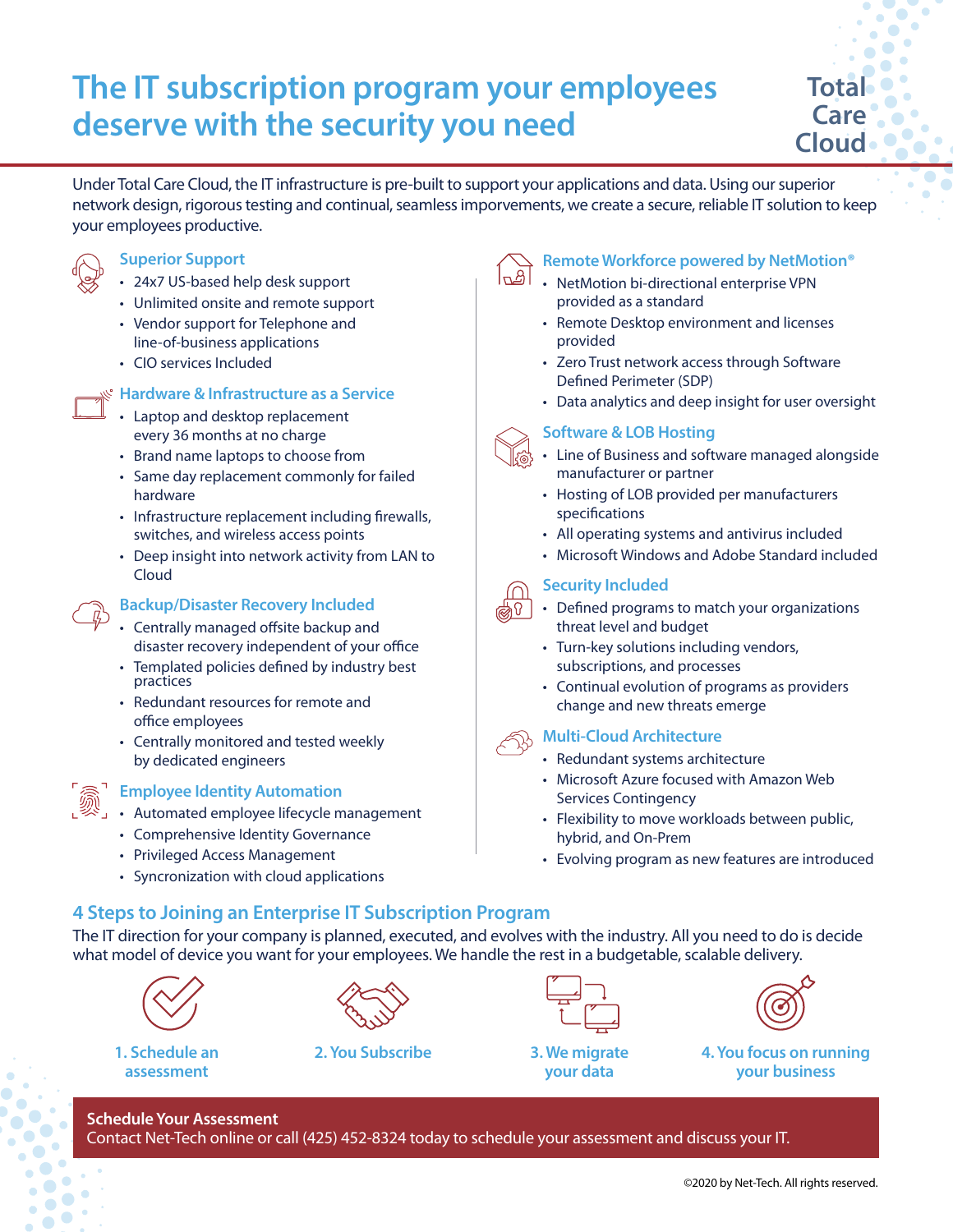# The IT subscription program your employees deserve with the security you need

Total Care Cloud

Under Total Care Cloud, the IT infrastructure is pre-built to support your applications and data. Using our superior network design, rigorous testing and continual, seamless imporvements, we create a secure, reliable IT solution to keep your employees productive.

### Superior Support

- 24x7 US-based help desk support
- Unlimited onsite and remote support
- Vendor support for Telephone and line-of-business applications
- CIO services Included

### Hardware & Infrastructure as a Service

- Laptop and desktop replacement every 36 months at no charge
- Brand name laptops to choose from
- Same day replacement commonly for failed hardware
- Infrastructure replacement including firewalls, switches, and wireless access points
- Deep insight into network activity from LAN to Cloud

### Backup/Disaster Recovery Included

- Centrally managed offsite backup and disaster recovery independent of your office
- Templated policies defined by industry best practices
- Redundant resources for remote and office employees
- Centrally monitored and tested weekly by dedicated engineers

### Employee Identity Automation

- Automated employee lifecycle management
- Comprehensive Identity Governance
- Privileged Access Management
- Syncronization with cloud applications

### Remote Workforce powered by NetMotion®

- NetMotion bi-directional enterprise VPN provided as a standard
- Remote Desktop environment and licenses provided
- Zero Trust network access through Software Defined Perimeter (SDP)
- Data analytics and deep insight for user oversight

### Software & LOB Hosting

- Line of Business and software managed alongside manufacturer or partner
- Hosting of LOB provided per manufacturers specifications
- All operating systems and antivirus included
- Microsoft Windows and Adobe Standard included

### Security Included

- Defined programs to match your organizations threat level and budget
- Turn-key solutions including vendors, subscriptions, and processes
- Continual evolution of programs as providers change and new threats emerge

### Multi-Cloud Architecture

- Redundant systems architecture
- Microsoft Azure focused with Amazon Web Services Contingency
- Flexibility to move workloads between public, hybrid, and On-Prem
- Evolving program as new features are introduced

## 4 Steps to Joining an Enterprise IT Subscription Program

The IT direction for your company is planned, executed, and evolves with the industry. All you need to do is decide what model of device you want for your employees. We handle the rest in a budgetable, scalable delivery.

1. Schedule an assessment
2. You Subscribe
3. We migrate your data
4. You focus on running your business

**Schedule Your Assessment**

Contact Net-Tech online or call (425) 452-8324 today to schedule your assessment and discuss your IT.

©2020 by Net-Tech. All rights reserved.